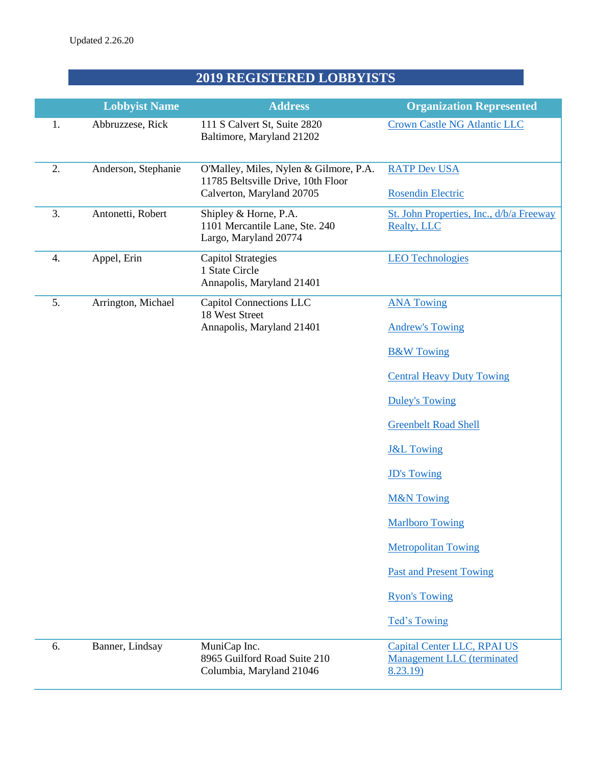Updated 2.26.20

# 2019 REGISTERED LOBBYISTS

| | Lobbyist Name | Address | Organization Represented |
|---|---|---|---|
| 1. | Abbruzzese, Rick | 111 S Calvert St, Suite 2820<br>Baltimore, Maryland 21202 | Crown Castle NG Atlantic LLC |
| 2. | Anderson, Stephanie | O'Malley, Miles, Nylen & Gilmore, P.A.<br>11785 Beltsville Drive, 10th Floor<br>Calverton, Maryland 20705 | RATP Dev USA<br><br>Rosendin Electric |
| 3. | Antonetti, Robert | Shipley & Horne, P.A.<br>1101 Mercantile Lane, Ste. 240<br>Largo, Maryland 20774 | St. John Properties, Inc., d/b/a Freeway Realty, LLC |
| 4. | Appel, Erin | Capitol Strategies<br>1 State Circle<br>Annapolis, Maryland 21401 | LEO Technologies |
| 5. | Arrington, Michael | Capitol Connections LLC<br>18 West Street<br>Annapolis, Maryland 21401 | ANA Towing<br><br>Andrew's Towing<br><br>B&W Towing<br><br>Central Heavy Duty Towing<br><br>Duley's Towing<br><br>Greenbelt Road Shell<br><br>J&L Towing<br><br>JD's Towing<br><br>M&N Towing<br><br>Marlboro Towing<br><br>Metropolitan Towing<br><br>Past and Present Towing<br><br>Ryon's Towing<br><br>Ted's Towing |
| 6. | Banner, Lindsay | MuniCap Inc.<br>8965 Guilford Road Suite 210<br>Columbia, Maryland 21046 | Capital Center LLC, RPAI US Management LLC (terminated 8.23.19) |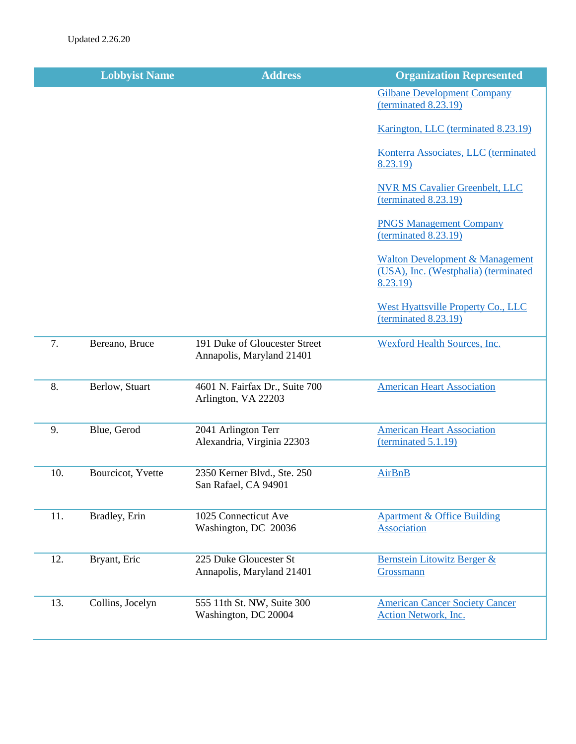Updated 2.26.20

| | Lobbyist Name | Address | Organization Represented |
|---|---|---|---|
| | | | Gilbane Development Company (terminated 8.23.19)<br><br>Karington, LLC (terminated 8.23.19)<br><br>Konterra Associates, LLC (terminated 8.23.19)<br><br>NVR MS Cavalier Greenbelt, LLC (terminated 8.23.19)<br><br>PNGS Management Company (terminated 8.23.19)<br><br>Walton Development & Management (USA), Inc. (Westphalia) (terminated 8.23.19)<br><br>West Hyattsville Property Co., LLC (terminated 8.23.19) |
| 7. | Bereano, Bruce | 191 Duke of Gloucester Street<br>Annapolis, Maryland 21401 | Wexford Health Sources, Inc. |
| 8. | Berlow, Stuart | 4601 N. Fairfax Dr., Suite 700<br>Arlington, VA 22203 | American Heart Association |
| 9. | Blue, Gerod | 2041 Arlington Terr<br>Alexandria, Virginia 22303 | American Heart Association (terminated 5.1.19) |
| 10. | Bourcicot, Yvette | 2350 Kerner Blvd., Ste. 250<br>San Rafael, CA 94901 | AirBnB |
| 11. | Bradley, Erin | 1025 Connecticut Ave<br>Washington, DC 20036 | Apartment & Office Building Association |
| 12. | Bryant, Eric | 225 Duke Gloucester St<br>Annapolis, Maryland 21401 | Bernstein Litowitz Berger & Grossmann |
| 13. | Collins, Jocelyn | 555 11th St. NW, Suite 300<br>Washington, DC 20004 | American Cancer Society Cancer Action Network, Inc. |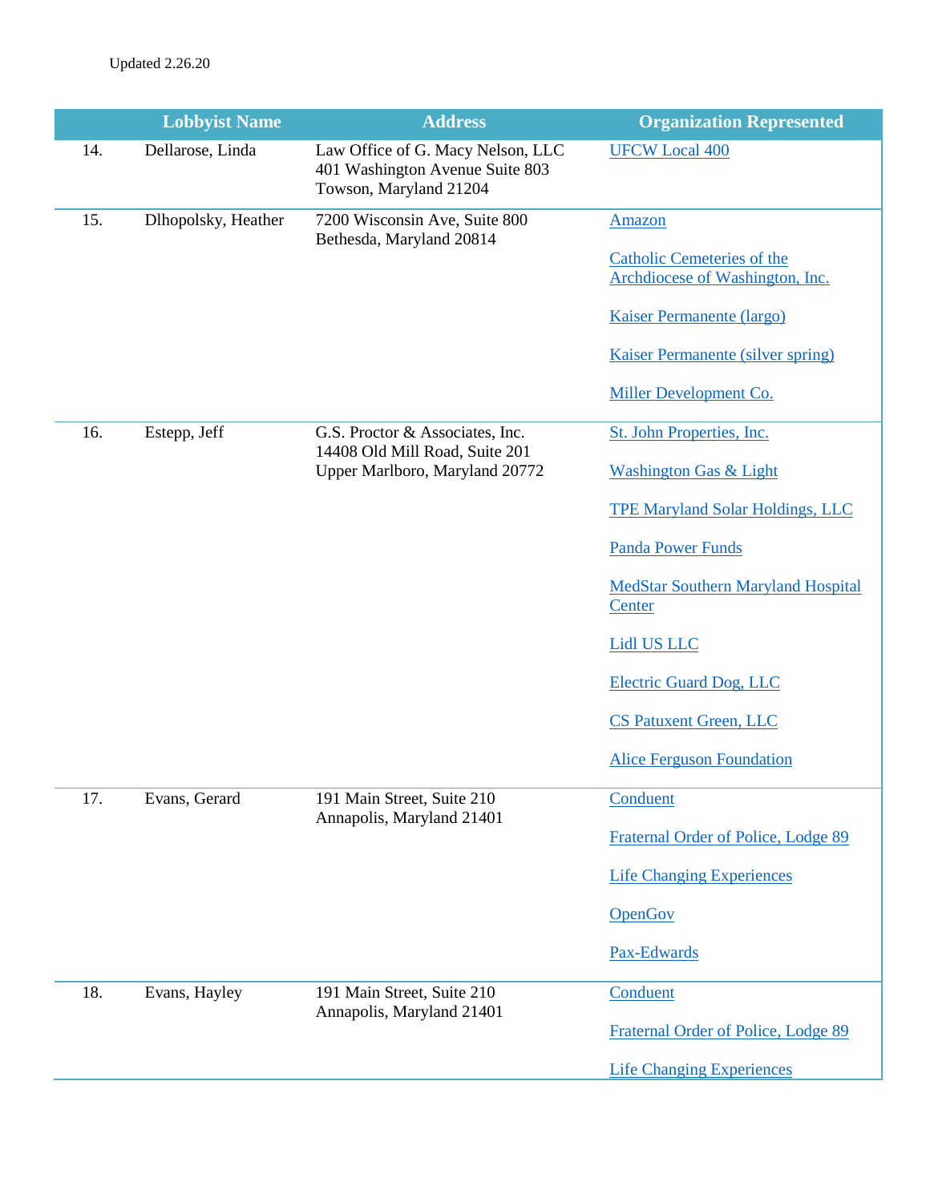Updated 2.26.20

| | Lobbyist Name | Address | Organization Represented |
|---|---|---|---|
| 14. | Dellarose, Linda | Law Office of G. Macy Nelson, LLC<br>401 Washington Avenue Suite 803<br>Towson, Maryland 21204 | UFCW Local 400 |
| 15. | Dlhopolsky, Heather | 7200 Wisconsin Ave, Suite 800<br>Bethesda, Maryland 20814 | Amazon<br><br>Catholic Cemeteries of the Archdiocese of Washington, Inc.<br><br>Kaiser Permanente (largo)<br><br>Kaiser Permanente (silver spring)<br><br>Miller Development Co. |
| 16. | Estepp, Jeff | G.S. Proctor & Associates, Inc.<br>14408 Old Mill Road, Suite 201<br>Upper Marlboro, Maryland 20772 | St. John Properties, Inc.<br><br>Washington Gas & Light<br><br>TPE Maryland Solar Holdings, LLC<br><br>Panda Power Funds<br><br>MedStar Southern Maryland Hospital Center<br><br>Lidl US LLC<br><br>Electric Guard Dog, LLC<br><br>CS Patuxent Green, LLC<br><br>Alice Ferguson Foundation |
| 17. | Evans, Gerard | 191 Main Street, Suite 210<br>Annapolis, Maryland 21401 | Conduent<br><br>Fraternal Order of Police, Lodge 89<br><br>Life Changing Experiences<br><br>OpenGov<br><br>Pax-Edwards |
| 18. | Evans, Hayley | 191 Main Street, Suite 210<br>Annapolis, Maryland 21401 | Conduent<br><br>Fraternal Order of Police, Lodge 89<br><br>Life Changing Experiences |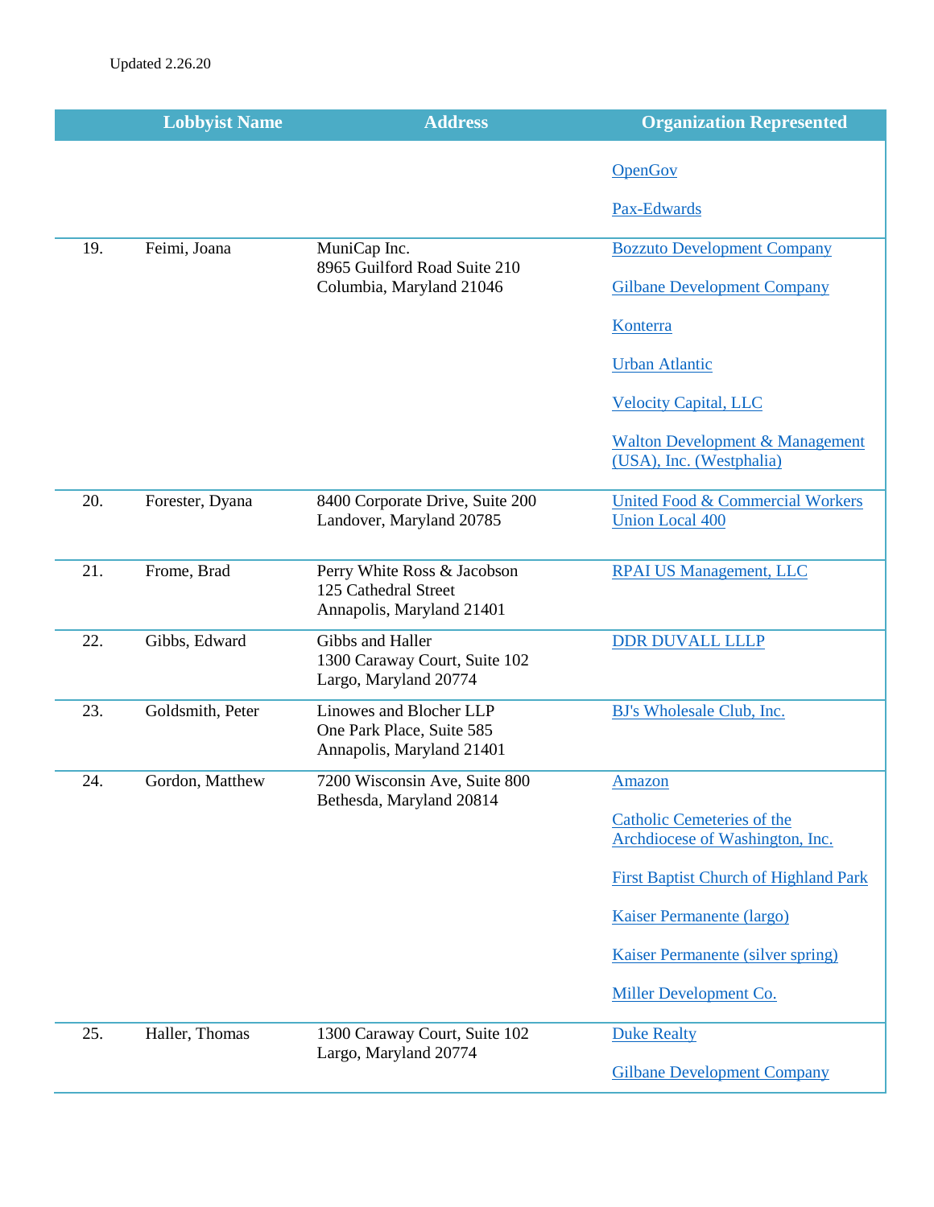Updated 2.26.20

| | Lobbyist Name | Address | Organization Represented |
|---|---|---|---|
| | | | OpenGov<br><br>Pax-Edwards |
| 19. | Feimi, Joana | MuniCap Inc.<br>8965 Guilford Road Suite 210<br>Columbia, Maryland 21046 | Bozzuto Development Company<br><br>Gilbane Development Company<br><br>Konterra<br><br>Urban Atlantic<br><br>Velocity Capital, LLC<br><br>Walton Development & Management (USA), Inc. (Westphalia) |
| 20. | Forester, Dyana | 8400 Corporate Drive, Suite 200<br>Landover, Maryland 20785 | United Food & Commercial Workers Union Local 400 |
| 21. | Frome, Brad | Perry White Ross & Jacobson<br>125 Cathedral Street<br>Annapolis, Maryland 21401 | RPAI US Management, LLC |
| 22. | Gibbs, Edward | Gibbs and Haller<br>1300 Caraway Court, Suite 102<br>Largo, Maryland 20774 | DDR DUVALL LLLP |
| 23. | Goldsmith, Peter | Linowes and Blocher LLP<br>One Park Place, Suite 585<br>Annapolis, Maryland 21401 | BJ's Wholesale Club, Inc. |
| 24. | Gordon, Matthew | 7200 Wisconsin Ave, Suite 800<br>Bethesda, Maryland 20814 | Amazon<br><br>Catholic Cemeteries of the Archdiocese of Washington, Inc.<br><br>First Baptist Church of Highland Park<br><br>Kaiser Permanente (largo)<br><br>Kaiser Permanente (silver spring)<br><br>Miller Development Co. |
| 25. | Haller, Thomas | 1300 Caraway Court, Suite 102<br>Largo, Maryland 20774 | Duke Realty<br><br>Gilbane Development Company |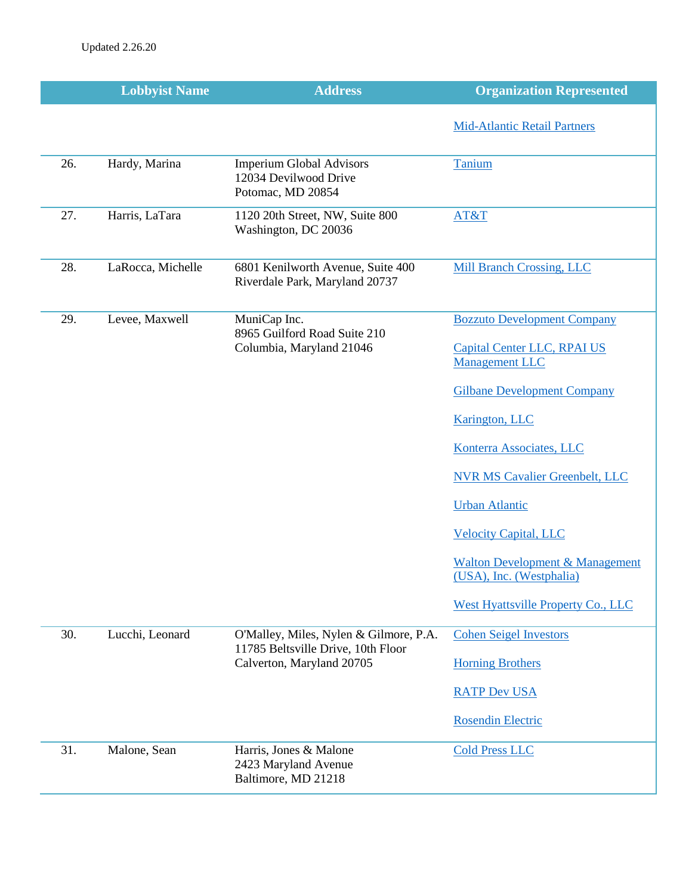Updated 2.26.20

| | Lobbyist Name | Address | Organization Represented |
|---|---|---|---|
| | | | Mid-Atlantic Retail Partners |
| 26. | Hardy, Marina | Imperium Global Advisors<br>12034 Devilwood Drive<br>Potomac, MD 20854 | Tanium |
| 27. | Harris, LaTara | 1120 20th Street, NW, Suite 800<br>Washington, DC 20036 | AT&T |
| 28. | LaRocca, Michelle | 6801 Kenilworth Avenue, Suite 400<br>Riverdale Park, Maryland 20737 | Mill Branch Crossing, LLC |
| 29. | Levee, Maxwell | MuniCap Inc.<br>8965 Guilford Road Suite 210<br>Columbia, Maryland 21046 | Bozzuto Development Company<br><br>Capital Center LLC, RPAI US Management LLC<br><br>Gilbane Development Company<br><br>Karington, LLC<br><br>Konterra Associates, LLC<br><br>NVR MS Cavalier Greenbelt, LLC<br><br>Urban Atlantic<br><br>Velocity Capital, LLC<br><br>Walton Development & Management (USA), Inc. (Westphalia)<br><br>West Hyattsville Property Co., LLC |
| 30. | Lucchi, Leonard | O'Malley, Miles, Nylen & Gilmore, P.A.<br>11785 Beltsville Drive, 10th Floor<br>Calverton, Maryland 20705 | Cohen Seigel Investors<br><br>Horning Brothers<br><br>RATP Dev USA<br><br>Rosendin Electric |
| 31. | Malone, Sean | Harris, Jones & Malone<br>2423 Maryland Avenue<br>Baltimore, MD 21218 | Cold Press LLC |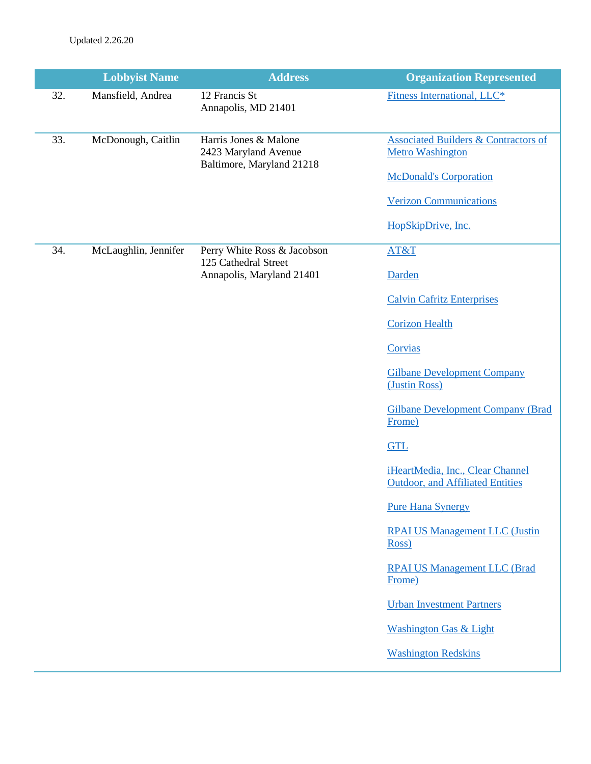Updated 2.26.20

| | Lobbyist Name | Address | Organization Represented |
|---|---|---|---|
| 32. | Mansfield, Andrea | 12 Francis St<br>Annapolis, MD 21401 | Fitness International, LLC* |
| 33. | McDonough, Caitlin | Harris Jones & Malone<br>2423 Maryland Avenue<br>Baltimore, Maryland 21218 | Associated Builders & Contractors of Metro Washington<br><br>McDonald's Corporation<br><br>Verizon Communications<br><br>HopSkipDrive, Inc. |
| 34. | McLaughlin, Jennifer | Perry White Ross & Jacobson<br>125 Cathedral Street<br>Annapolis, Maryland 21401 | AT&T<br><br>Darden<br><br>Calvin Cafritz Enterprises<br><br>Corizon Health<br><br>Corvias<br><br>Gilbane Development Company (Justin Ross)<br><br>Gilbane Development Company (Brad Frome)<br><br>GTL<br><br>iHeartMedia, Inc., Clear Channel Outdoor, and Affiliated Entities<br><br>Pure Hana Synergy<br><br>RPAI US Management LLC (Justin Ross)<br><br>RPAI US Management LLC (Brad Frome)<br><br>Urban Investment Partners<br><br>Washington Gas & Light<br><br>Washington Redskins |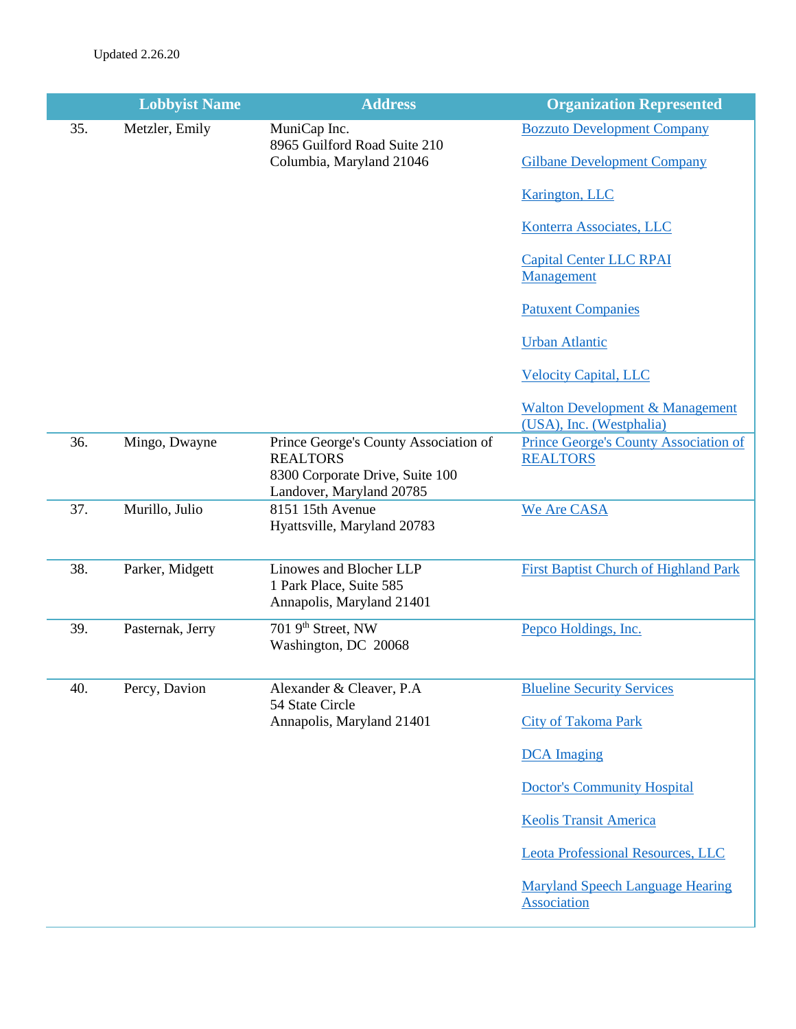Updated 2.26.20

| | Lobbyist Name | Address | Organization Represented |
|---|---|---|---|
| 35. | Metzler, Emily | MuniCap Inc.<br>8965 Guilford Road Suite 210<br>Columbia, Maryland 21046 | Bozzuto Development Company<br><br>Gilbane Development Company<br><br>Karington, LLC<br><br>Konterra Associates, LLC<br><br>Capital Center LLC RPAI Management<br><br>Patuxent Companies<br><br>Urban Atlantic<br><br>Velocity Capital, LLC<br><br>Walton Development & Management (USA), Inc. (Westphalia) |
| 36. | Mingo, Dwayne | Prince George's County Association of REALTORS<br>8300 Corporate Drive, Suite 100<br>Landover, Maryland 20785 | Prince George's County Association of REALTORS |
| 37. | Murillo, Julio | 8151 15th Avenue<br>Hyattsville, Maryland 20783 | We Are CASA |
| 38. | Parker, Midgett | Linowes and Blocher LLP<br>1 Park Place, Suite 585<br>Annapolis, Maryland 21401 | First Baptist Church of Highland Park |
| 39. | Pasternak, Jerry | 701 9th Street, NW<br>Washington, DC 20068 | Pepco Holdings, Inc. |
| 40. | Percy, Davion | Alexander & Cleaver, P.A<br>54 State Circle<br>Annapolis, Maryland 21401 | Blueline Security Services<br><br>City of Takoma Park<br><br>DCA Imaging<br><br>Doctor's Community Hospital<br><br>Keolis Transit America<br><br>Leota Professional Resources, LLC<br><br>Maryland Speech Language Hearing Association |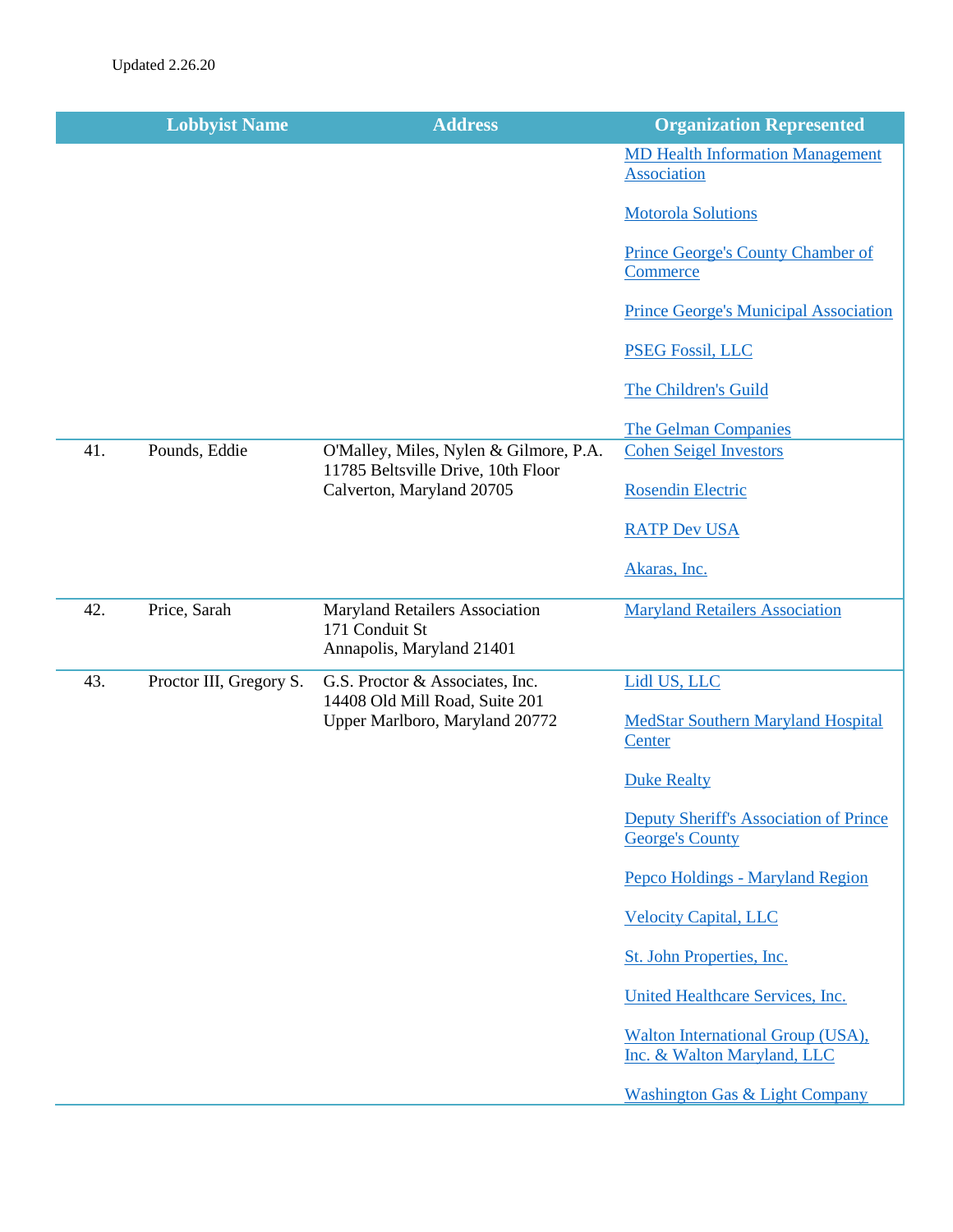Updated 2.26.20

| | Lobbyist Name | Address | Organization Represented |
|---|---|---|---|
| | | | MD Health Information Management Association<br><br>Motorola Solutions<br><br>Prince George's County Chamber of Commerce<br><br>Prince George's Municipal Association<br><br>PSEG Fossil, LLC<br><br>The Children's Guild<br><br>The Gelman Companies |
| 41. | Pounds, Eddie | O'Malley, Miles, Nylen & Gilmore, P.A.<br>11785 Beltsville Drive, 10th Floor<br>Calverton, Maryland 20705 | Cohen Seigel Investors<br><br>Rosendin Electric<br><br>RATP Dev USA<br><br>Akaras, Inc. |
| 42. | Price, Sarah | Maryland Retailers Association<br>171 Conduit St<br>Annapolis, Maryland 21401 | Maryland Retailers Association |
| 43. | Proctor III, Gregory S. | G.S. Proctor & Associates, Inc.<br>14408 Old Mill Road, Suite 201<br>Upper Marlboro, Maryland 20772 | Lidl US, LLC<br><br>MedStar Southern Maryland Hospital Center<br><br>Duke Realty<br><br>Deputy Sheriff's Association of Prince George's County<br><br>Pepco Holdings - Maryland Region<br><br>Velocity Capital, LLC<br><br>St. John Properties, Inc.<br><br>United Healthcare Services, Inc.<br><br>Walton International Group (USA), Inc. & Walton Maryland, LLC<br><br>Washington Gas & Light Company |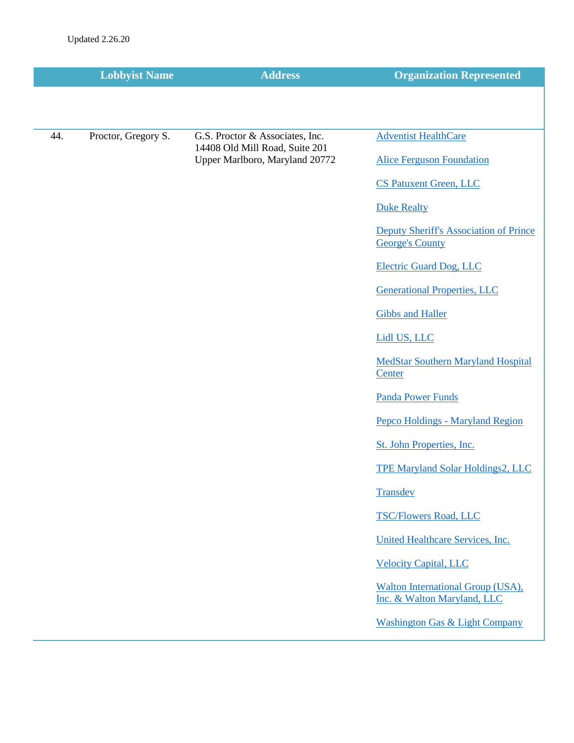Updated 2.26.20

| | Lobbyist Name | Address | Organization Represented |
|---|---|---|---|
| 44. | Proctor, Gregory S. | G.S. Proctor & Associates, Inc.<br>14408 Old Mill Road, Suite 201<br>Upper Marlboro, Maryland 20772 | Adventist HealthCare<br><br>Alice Ferguson Foundation<br><br>CS Patuxent Green, LLC<br><br>Duke Realty<br><br>Deputy Sheriff's Association of Prince George's County<br><br>Electric Guard Dog, LLC<br><br>Generational Properties, LLC<br><br>Gibbs and Haller<br><br>Lidl US, LLC<br><br>MedStar Southern Maryland Hospital Center<br><br>Panda Power Funds<br><br>Pepco Holdings - Maryland Region<br><br>St. John Properties, Inc.<br><br>TPE Maryland Solar Holdings2, LLC<br><br>Transdev<br><br>TSC/Flowers Road, LLC<br><br>United Healthcare Services, Inc.<br><br>Velocity Capital, LLC<br><br>Walton International Group (USA), Inc. & Walton Maryland, LLC<br><br>Washington Gas & Light Company |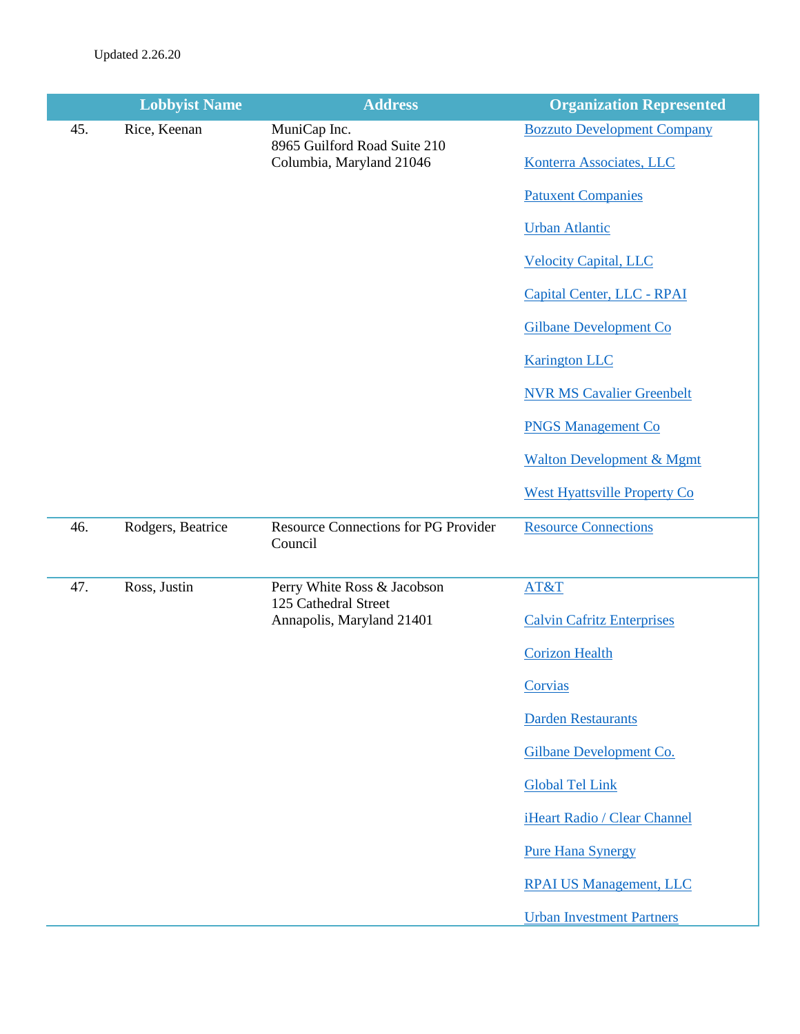Updated 2.26.20

| | Lobbyist Name | Address | Organization Represented |
|---|---|---|---|
| 45. | Rice, Keenan | MuniCap Inc.<br>8965 Guilford Road Suite 210<br>Columbia, Maryland 21046 | Bozzuto Development Company<br>Konterra Associates, LLC<br>Patuxent Companies<br>Urban Atlantic<br>Velocity Capital, LLC<br>Capital Center, LLC - RPAI<br>Gilbane Development Co<br>Karington LLC<br>NVR MS Cavalier Greenbelt<br>PNGS Management Co<br>Walton Development & Mgmt<br>West Hyattsville Property Co |
| 46. | Rodgers, Beatrice | Resource Connections for PG Provider Council | Resource Connections |
| 47. | Ross, Justin | Perry White Ross & Jacobson<br>125 Cathedral Street<br>Annapolis, Maryland 21401 | AT&T<br>Calvin Cafritz Enterprises<br>Corizon Health<br>Corvias<br>Darden Restaurants<br>Gilbane Development Co.<br>Global Tel Link<br>iHeart Radio / Clear Channel<br>Pure Hana Synergy<br>RPAI US Management, LLC<br>Urban Investment Partners |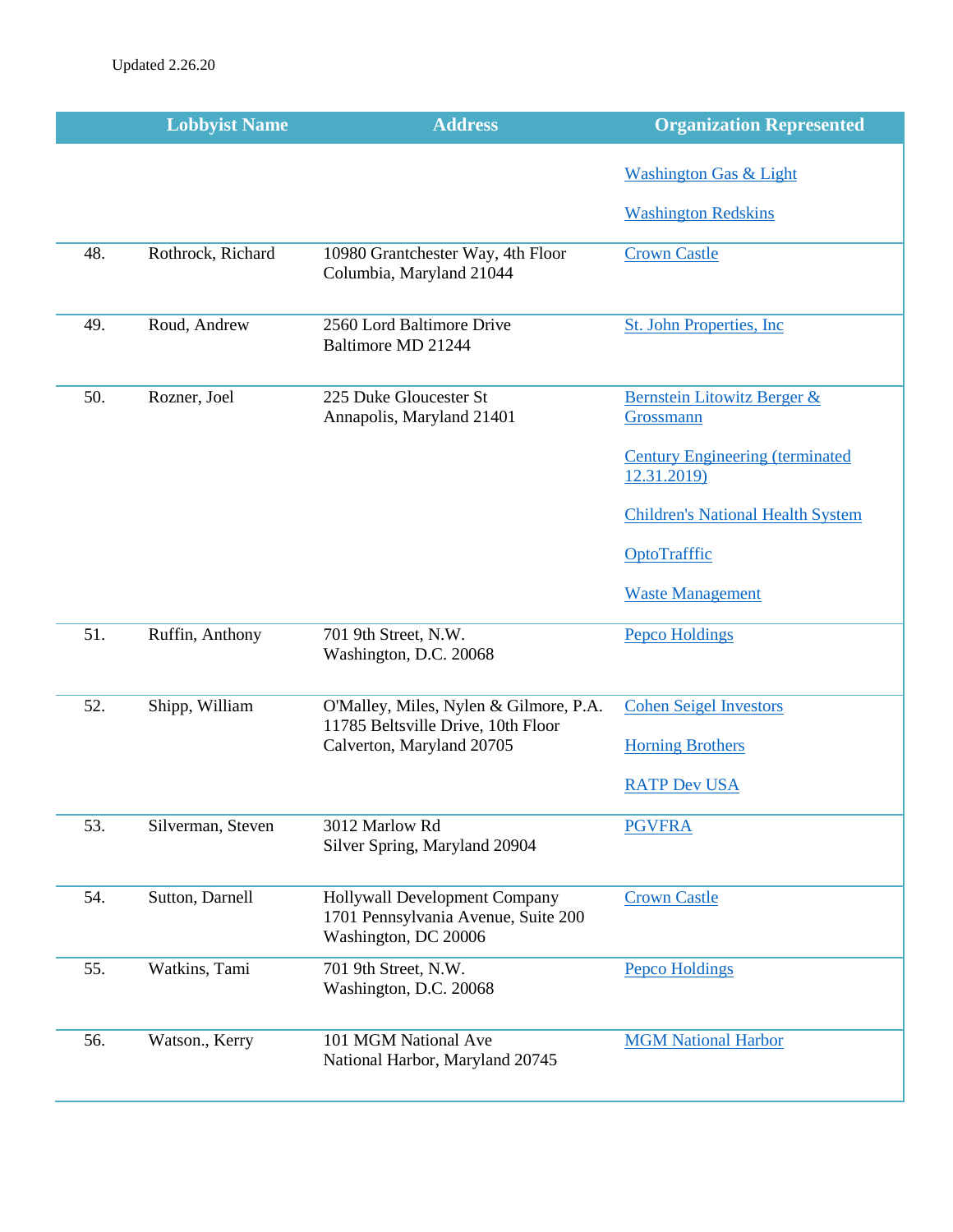Updated 2.26.20

| | Lobbyist Name | Address | Organization Represented |
|---|---|---|---|
| | | | Washington Gas & Light<br><br>Washington Redskins |
| 48. | Rothrock, Richard | 10980 Grantchester Way, 4th Floor<br>Columbia, Maryland 21044 | Crown Castle |
| 49. | Roud, Andrew | 2560 Lord Baltimore Drive<br>Baltimore MD 21244 | St. John Properties, Inc |
| 50. | Rozner, Joel | 225 Duke Gloucester St<br>Annapolis, Maryland 21401 | Bernstein Litowitz Berger & Grossmann<br><br>Century Engineering (terminated 12.31.2019)<br><br>Children's National Health System<br><br>OptoTrafffic<br><br>Waste Management |
| 51. | Ruffin, Anthony | 701 9th Street, N.W.<br>Washington, D.C. 20068 | Pepco Holdings |
| 52. | Shipp, William | O'Malley, Miles, Nylen & Gilmore, P.A.<br>11785 Beltsville Drive, 10th Floor<br>Calverton, Maryland 20705 | Cohen Seigel Investors<br><br>Horning Brothers<br><br>RATP Dev USA |
| 53. | Silverman, Steven | 3012 Marlow Rd<br>Silver Spring, Maryland 20904 | PGVFRA |
| 54. | Sutton, Darnell | Hollywall Development Company<br>1701 Pennsylvania Avenue, Suite 200<br>Washington, DC 20006 | Crown Castle |
| 55. | Watkins, Tami | 701 9th Street, N.W.<br>Washington, D.C. 20068 | Pepco Holdings |
| 56. | Watson., Kerry | 101 MGM National Ave<br>National Harbor, Maryland 20745 | MGM National Harbor |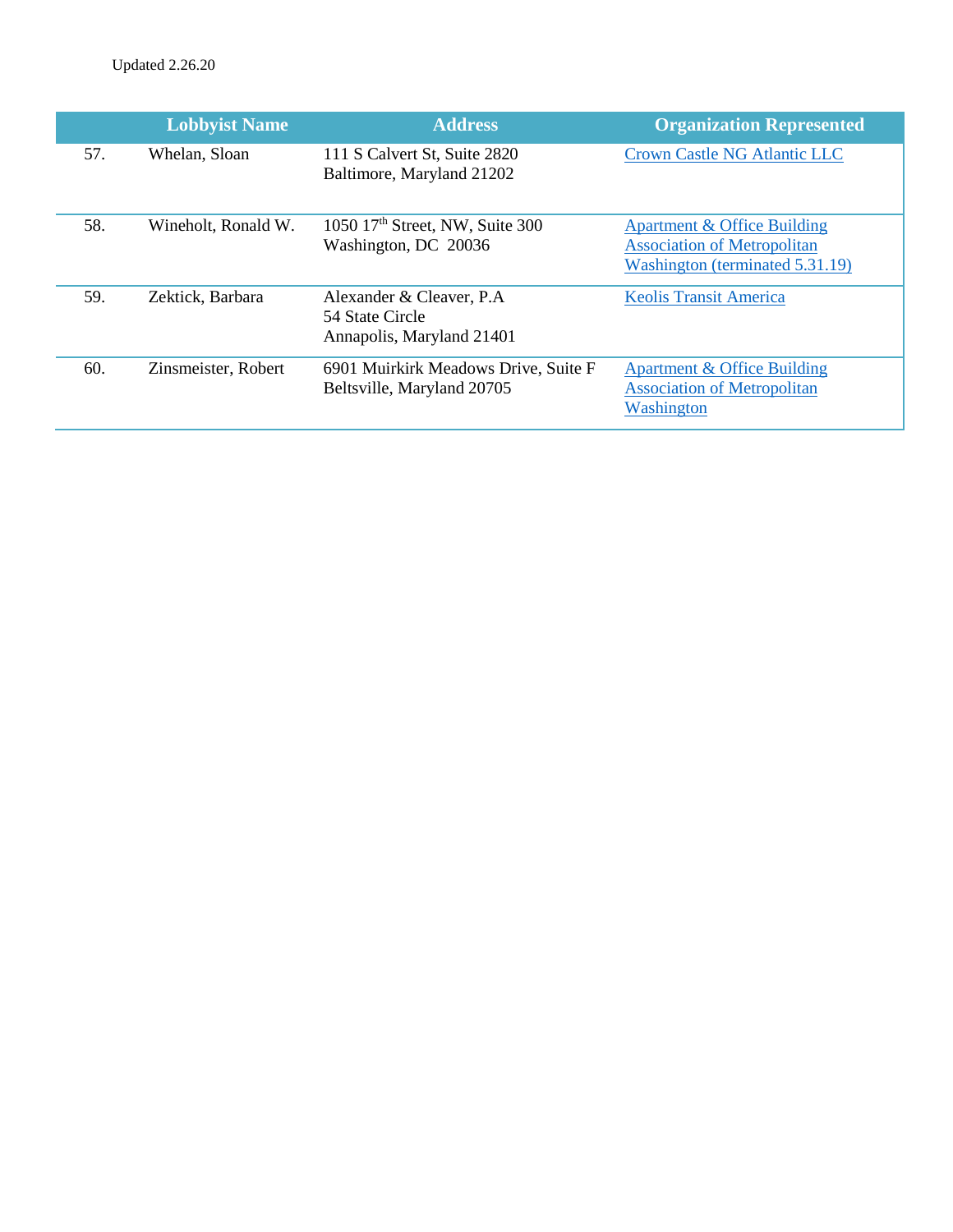Updated 2.26.20

| | Lobbyist Name | Address | Organization Represented |
|---|---|---|---|
| 57. | Whelan, Sloan | 111 S Calvert St, Suite 2820<br>Baltimore, Maryland 21202 | Crown Castle NG Atlantic LLC |
| 58. | Wineholt, Ronald W. | 1050 17th Street, NW, Suite 300<br>Washington, DC 20036 | Apartment & Office Building Association of Metropolitan Washington (terminated 5.31.19) |
| 59. | Zektick, Barbara | Alexander & Cleaver, P.A<br>54 State Circle<br>Annapolis, Maryland 21401 | Keolis Transit America |
| 60. | Zinsmeister, Robert | 6901 Muirkirk Meadows Drive, Suite F<br>Beltsville, Maryland 20705 | Apartment & Office Building Association of Metropolitan Washington |